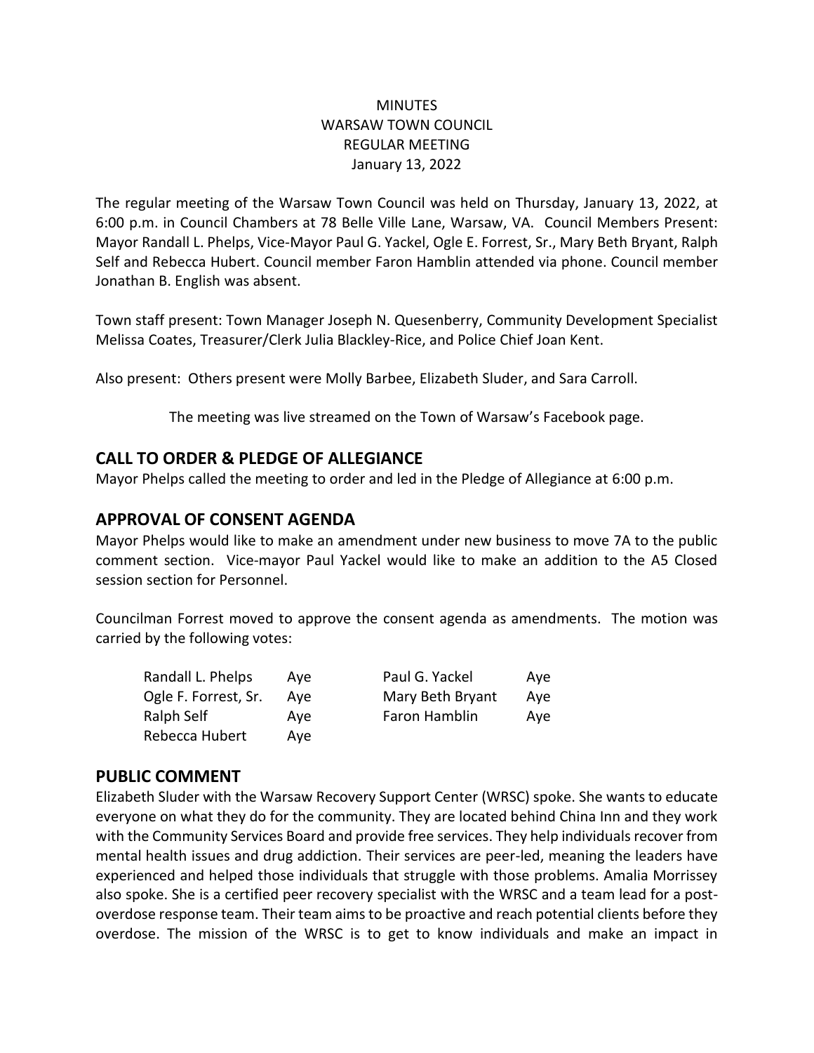MINUTES
WARSAW TOWN COUNCIL
REGULAR MEETING
January 13, 2022

The regular meeting of the Warsaw Town Council was held on Thursday, January 13, 2022, at 6:00 p.m. in Council Chambers at 78 Belle Ville Lane, Warsaw, VA. Council Members Present: Mayor Randall L. Phelps, Vice-Mayor Paul G. Yackel, Ogle E. Forrest, Sr., Mary Beth Bryant, Ralph Self and Rebecca Hubert. Council member Faron Hamblin attended via phone. Council member Jonathan B. English was absent.

Town staff present: Town Manager Joseph N. Quesenberry, Community Development Specialist Melissa Coates, Treasurer/Clerk Julia Blackley-Rice, and Police Chief Joan Kent.

Also present: Others present were Molly Barbee, Elizabeth Sluder, and Sara Carroll.

The meeting was live streamed on the Town of Warsaw's Facebook page.

## CALL TO ORDER & PLEDGE OF ALLEGIANCE

Mayor Phelps called the meeting to order and led in the Pledge of Allegiance at 6:00 p.m.

## APPROVAL OF CONSENT AGENDA

Mayor Phelps would like to make an amendment under new business to move 7A to the public comment section. Vice-mayor Paul Yackel would like to make an addition to the A5 Closed session section for Personnel.

Councilman Forrest moved to approve the consent agenda as amendments. The motion was carried by the following votes:

| | | | |
|---|---|---|---|
| Randall L. Phelps | Aye | Paul G. Yackel | Aye |
| Ogle F. Forrest, Sr. | Aye | Mary Beth Bryant | Aye |
| Ralph Self | Aye | Faron Hamblin | Aye |
| Rebecca Hubert | Aye | | |

## PUBLIC COMMENT

Elizabeth Sluder with the Warsaw Recovery Support Center (WRSC) spoke. She wants to educate everyone on what they do for the community. They are located behind China Inn and they work with the Community Services Board and provide free services. They help individuals recover from mental health issues and drug addiction. Their services are peer-led, meaning the leaders have experienced and helped those individuals that struggle with those problems. Amalia Morrissey also spoke. She is a certified peer recovery specialist with the WRSC and a team lead for a post-overdose response team. Their team aims to be proactive and reach potential clients before they overdose. The mission of the WRSC is to get to know individuals and make an impact in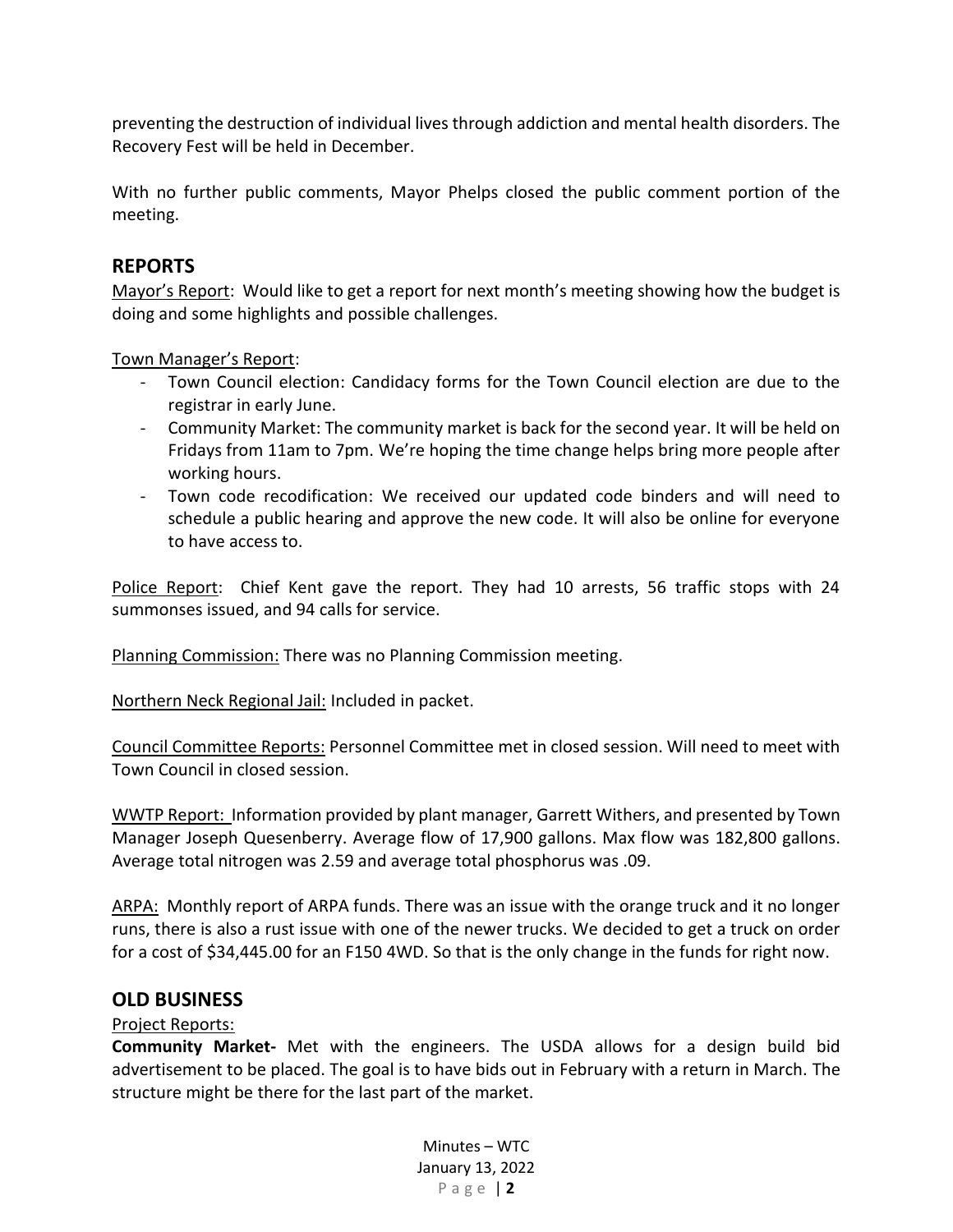preventing the destruction of individual lives through addiction and mental health disorders. The Recovery Fest will be held in December.

With no further public comments, Mayor Phelps closed the public comment portion of the meeting.

## REPORTS

Mayor's Report: Would like to get a report for next month's meeting showing how the budget is doing and some highlights and possible challenges.

Town Manager's Report:

- Town Council election: Candidacy forms for the Town Council election are due to the registrar in early June.
- Community Market: The community market is back for the second year. It will be held on Fridays from 11am to 7pm. We're hoping the time change helps bring more people after working hours.
- Town code recodification: We received our updated code binders and will need to schedule a public hearing and approve the new code. It will also be online for everyone to have access to.

Police Report: Chief Kent gave the report. They had 10 arrests, 56 traffic stops with 24 summonses issued, and 94 calls for service.

Planning Commission: There was no Planning Commission meeting.

Northern Neck Regional Jail: Included in packet.

Council Committee Reports: Personnel Committee met in closed session. Will need to meet with Town Council in closed session.

WWTP Report: Information provided by plant manager, Garrett Withers, and presented by Town Manager Joseph Quesenberry. Average flow of 17,900 gallons. Max flow was 182,800 gallons. Average total nitrogen was 2.59 and average total phosphorus was .09.

ARPA: Monthly report of ARPA funds. There was an issue with the orange truck and it no longer runs, there is also a rust issue with one of the newer trucks. We decided to get a truck on order for a cost of $34,445.00 for an F150 4WD. So that is the only change in the funds for right now.

## OLD BUSINESS

Project Reports:

**Community Market-** Met with the engineers. The USDA allows for a design build bid advertisement to be placed. The goal is to have bids out in February with a return in March. The structure might be there for the last part of the market.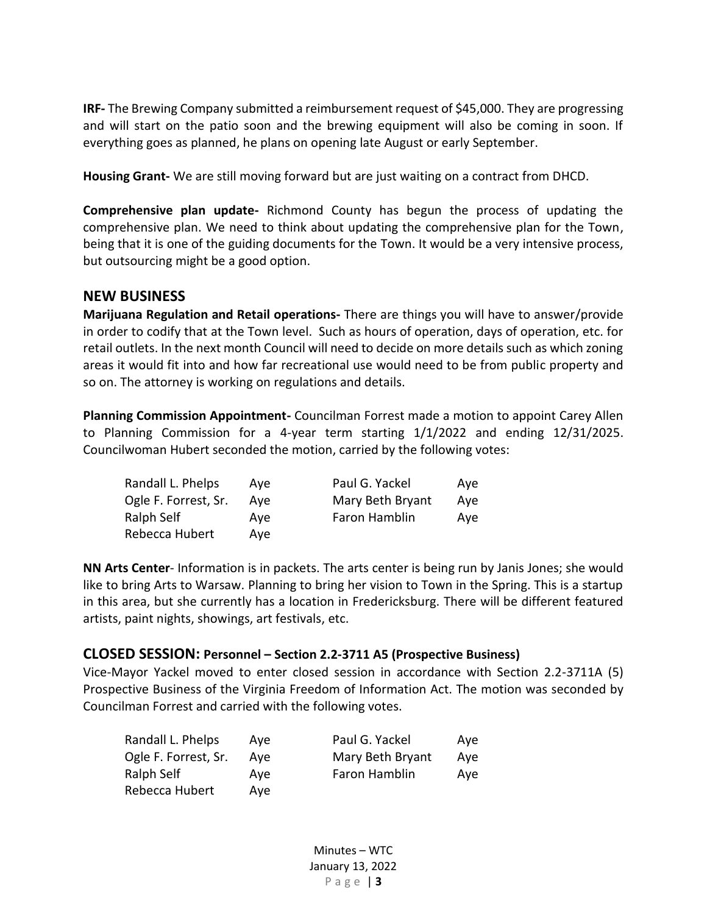**IRF-** The Brewing Company submitted a reimbursement request of $45,000. They are progressing and will start on the patio soon and the brewing equipment will also be coming in soon. If everything goes as planned, he plans on opening late August or early September.

**Housing Grant-** We are still moving forward but are just waiting on a contract from DHCD.

**Comprehensive plan update-** Richmond County has begun the process of updating the comprehensive plan. We need to think about updating the comprehensive plan for the Town, being that it is one of the guiding documents for the Town. It would be a very intensive process, but outsourcing might be a good option.

## NEW BUSINESS

**Marijuana Regulation and Retail operations-** There are things you will have to answer/provide in order to codify that at the Town level. Such as hours of operation, days of operation, etc. for retail outlets. In the next month Council will need to decide on more details such as which zoning areas it would fit into and how far recreational use would need to be from public property and so on. The attorney is working on regulations and details.

**Planning Commission Appointment-** Councilman Forrest made a motion to appoint Carey Allen to Planning Commission for a 4-year term starting 1/1/2022 and ending 12/31/2025. Councilwoman Hubert seconded the motion, carried by the following votes:

| | | | |
|---|---|---|---|
| Randall L. Phelps | Aye | Paul G. Yackel | Aye |
| Ogle F. Forrest, Sr. | Aye | Mary Beth Bryant | Aye |
| Ralph Self | Aye | Faron Hamblin | Aye |
| Rebecca Hubert | Aye | | |

**NN Arts Center**- Information is in packets. The arts center is being run by Janis Jones; she would like to bring Arts to Warsaw. Planning to bring her vision to Town in the Spring. This is a startup in this area, but she currently has a location in Fredericksburg. There will be different featured artists, paint nights, showings, art festivals, etc.

## CLOSED SESSION: Personnel – Section 2.2-3711 A5 (Prospective Business)

Vice-Mayor Yackel moved to enter closed session in accordance with Section 2.2-3711A (5) Prospective Business of the Virginia Freedom of Information Act. The motion was seconded by Councilman Forrest and carried with the following votes.

| | | | |
|---|---|---|---|
| Randall L. Phelps | Aye | Paul G. Yackel | Aye |
| Ogle F. Forrest, Sr. | Aye | Mary Beth Bryant | Aye |
| Ralph Self | Aye | Faron Hamblin | Aye |
| Rebecca Hubert | Aye | | |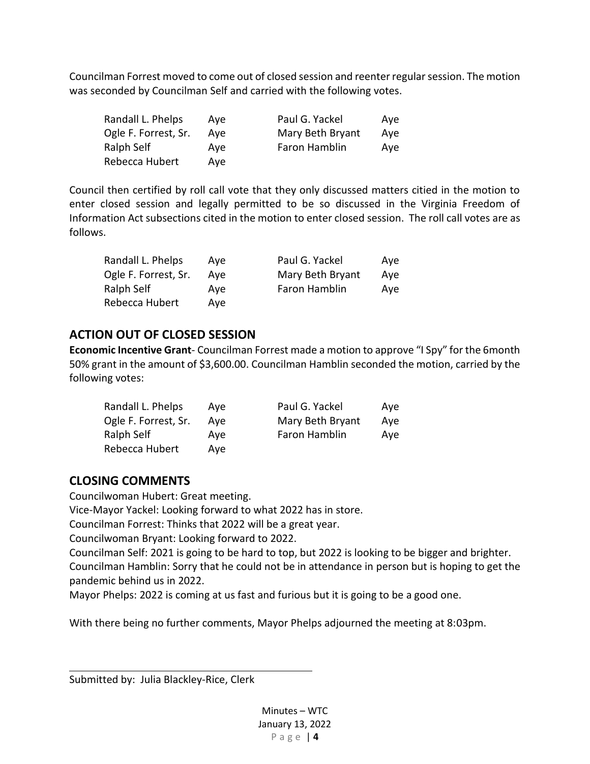Councilman Forrest moved to come out of closed session and reenter regular session. The motion was seconded by Councilman Self and carried with the following votes.

| | | | |
|---|---|---|---|
| Randall L. Phelps | Aye | Paul G. Yackel | Aye |
| Ogle F. Forrest, Sr. | Aye | Mary Beth Bryant | Aye |
| Ralph Self | Aye | Faron Hamblin | Aye |
| Rebecca Hubert | Aye | | |

Council then certified by roll call vote that they only discussed matters citied in the motion to enter closed session and legally permitted to be so discussed in the Virginia Freedom of Information Act subsections cited in the motion to enter closed session. The roll call votes are as follows.

| | | | |
|---|---|---|---|
| Randall L. Phelps | Aye | Paul G. Yackel | Aye |
| Ogle F. Forrest, Sr. | Aye | Mary Beth Bryant | Aye |
| Ralph Self | Aye | Faron Hamblin | Aye |
| Rebecca Hubert | Aye | | |

## ACTION OUT OF CLOSED SESSION

**Economic Incentive Grant**- Councilman Forrest made a motion to approve "I Spy" for the 6month 50% grant in the amount of $3,600.00. Councilman Hamblin seconded the motion, carried by the following votes:

| | | | |
|---|---|---|---|
| Randall L. Phelps | Aye | Paul G. Yackel | Aye |
| Ogle F. Forrest, Sr. | Aye | Mary Beth Bryant | Aye |
| Ralph Self | Aye | Faron Hamblin | Aye |
| Rebecca Hubert | Aye | | |

## CLOSING COMMENTS

Councilwoman Hubert: Great meeting.
Vice-Mayor Yackel: Looking forward to what 2022 has in store.
Councilman Forrest: Thinks that 2022 will be a great year.
Councilwoman Bryant: Looking forward to 2022.
Councilman Self: 2021 is going to be hard to top, but 2022 is looking to be bigger and brighter.
Councilman Hamblin: Sorry that he could not be in attendance in person but is hoping to get the pandemic behind us in 2022.
Mayor Phelps: 2022 is coming at us fast and furious but it is going to be a good one.

With there being no further comments, Mayor Phelps adjourned the meeting at 8:03pm.

Submitted by: Julia Blackley-Rice, Clerk

Minutes – WTC
January 13, 2022